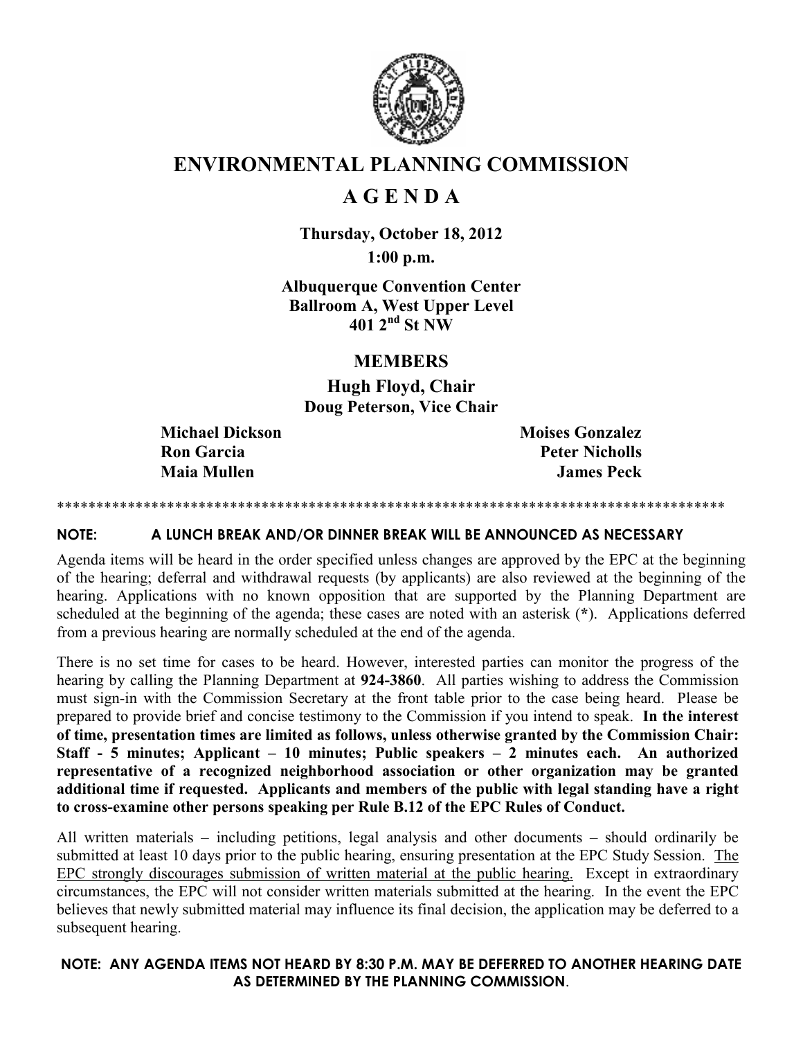# ENVIRONMENTAL PLANNING COMMISSION

# A G E N D A

**Thursday, October 18, 2012**

**1:00 p.m.**

**Albuquerque Convention Center**
**Ballroom A, West Upper Level**
**401 2nd St NW**

## MEMBERS

**Hugh Floyd, Chair**
**Doug Peterson, Vice Chair**

**Michael Dickson** | **Moises Gonzalez**
**Ron Garcia** | **Peter Nicholls**
**Maia Mullen** | **James Peck**

************************************************************************************

**NOTE: A LUNCH BREAK AND/OR DINNER BREAK WILL BE ANNOUNCED AS NECESSARY**

Agenda items will be heard in the order specified unless changes are approved by the EPC at the beginning of the hearing; deferral and withdrawal requests (by applicants) are also reviewed at the beginning of the hearing. Applications with no known opposition that are supported by the Planning Department are scheduled at the beginning of the agenda; these cases are noted with an asterisk (**\***). Applications deferred from a previous hearing are normally scheduled at the end of the agenda.

There is no set time for cases to be heard. However, interested parties can monitor the progress of the hearing by calling the Planning Department at **924-3860**. All parties wishing to address the Commission must sign-in with the Commission Secretary at the front table prior to the case being heard. Please be prepared to provide brief and concise testimony to the Commission if you intend to speak. **In the interest of time, presentation times are limited as follows, unless otherwise granted by the Commission Chair: Staff - 5 minutes; Applicant – 10 minutes; Public speakers – 2 minutes each. An authorized representative of a recognized neighborhood association or other organization may be granted additional time if requested. Applicants and members of the public with legal standing have a right to cross-examine other persons speaking per Rule B.12 of the EPC Rules of Conduct.**

All written materials – including petitions, legal analysis and other documents – should ordinarily be submitted at least 10 days prior to the public hearing, ensuring presentation at the EPC Study Session. <u>The EPC strongly discourages submission of written material at the public hearing.</u> Except in extraordinary circumstances, the EPC will not consider written materials submitted at the hearing. In the event the EPC believes that newly submitted material may influence its final decision, the application may be deferred to a subsequent hearing.

**NOTE: ANY AGENDA ITEMS NOT HEARD BY 8:30 P.M. MAY BE DEFERRED TO ANOTHER HEARING DATE AS DETERMINED BY THE PLANNING COMMISSION.**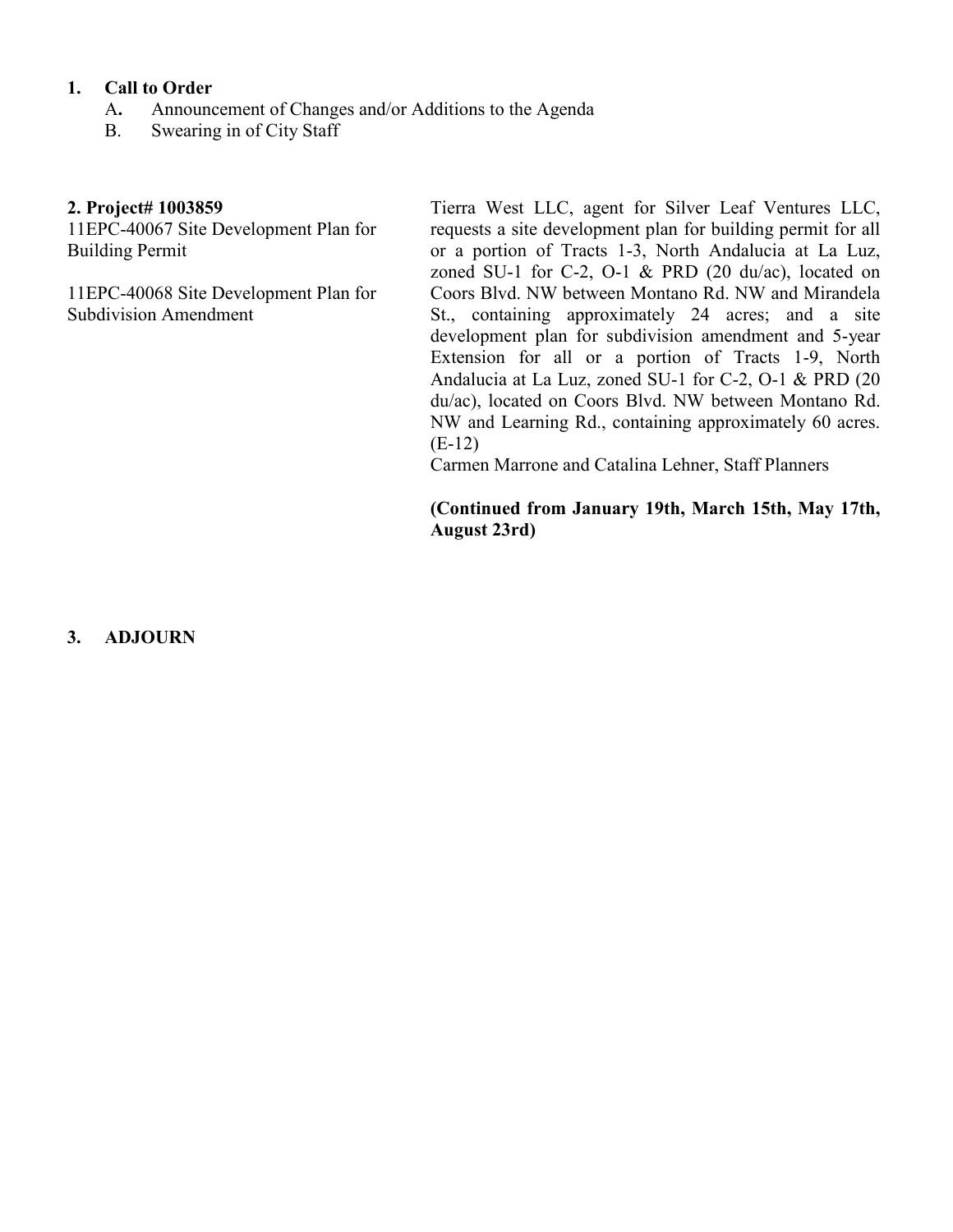1. **Call to Order**
   - A. Announcement of Changes and/or Additions to the Agenda
   - B. Swearing in of City Staff

**2. Project# 1003859**

11EPC-40067 Site Development Plan for Building Permit

11EPC-40068 Site Development Plan for Subdivision Amendment

Tierra West LLC, agent for Silver Leaf Ventures LLC, requests a site development plan for building permit for all or a portion of Tracts 1-3, North Andalucia at La Luz, zoned SU-1 for C-2, O-1 & PRD (20 du/ac), located on Coors Blvd. NW between Montano Rd. NW and Mirandela St., containing approximately 24 acres; and a site development plan for subdivision amendment and 5-year Extension for all or a portion of Tracts 1-9, North Andalucia at La Luz, zoned SU-1 for C-2, O-1 & PRD (20 du/ac), located on Coors Blvd. NW between Montano Rd. NW and Learning Rd., containing approximately 60 acres. (E-12)

Carmen Marrone and Catalina Lehner, Staff Planners

**(Continued from January 19th, March 15th, May 17th, August 23rd)**

3. **ADJOURN**